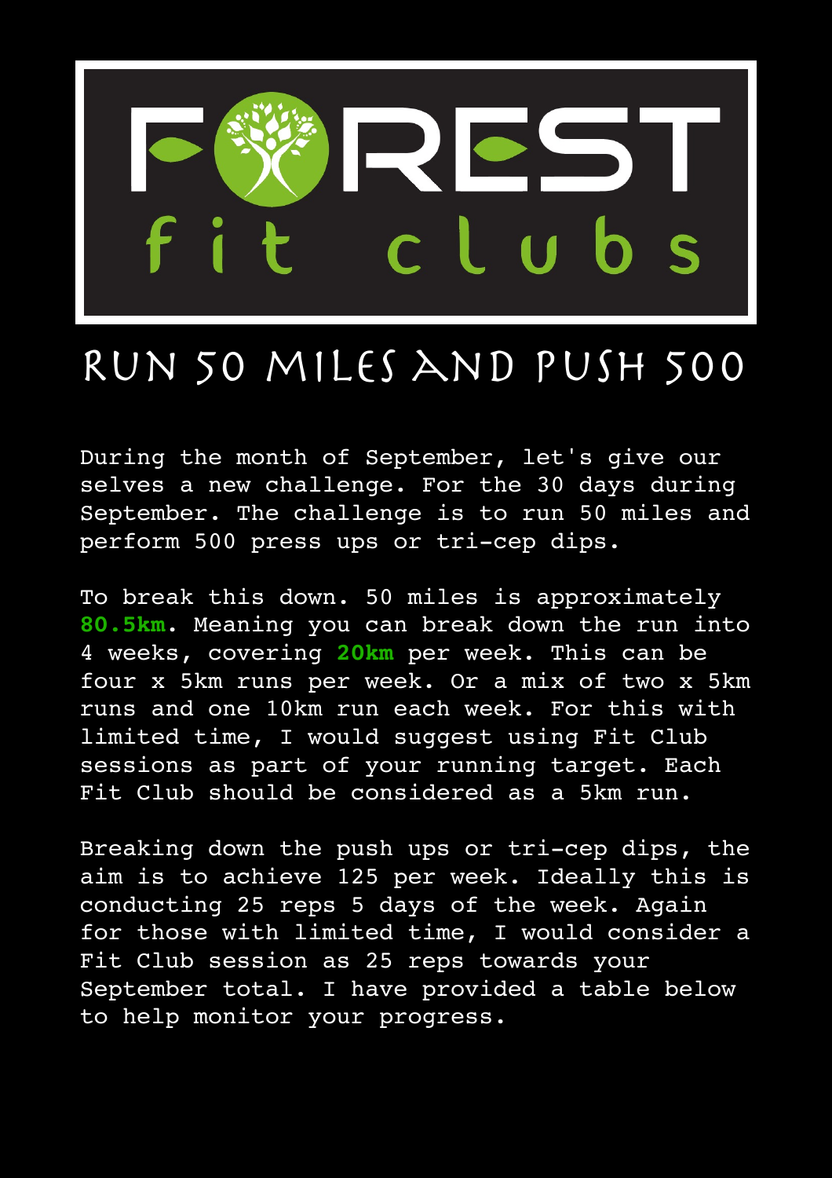# FOREST fit clubs

## RUN 50 MILES AND PUSH 500

During the month of September, let's give our selves a new challenge. For the 30 days during September. The challenge is to run 50 miles and perform 500 press ups or tri-cep dips.

To break this down. 50 miles is approximately **80.5km**. Meaning you can break down the run into 4 weeks, covering **20km** per week. This can be four x 5km runs per week. Or a mix of two x 5km runs and one 10km run each week. For this with limited time, I would suggest using Fit Club sessions as part of your running target. Each Fit Club should be considered as a 5km run.

Breaking down the push ups or tri-cep dips, the aim is to achieve 125 per week. Ideally this is conducting 25 reps 5 days of the week. Again for those with limited time, I would consider a Fit Club session as 25 reps towards your September total. I have provided a table below to help monitor your progress.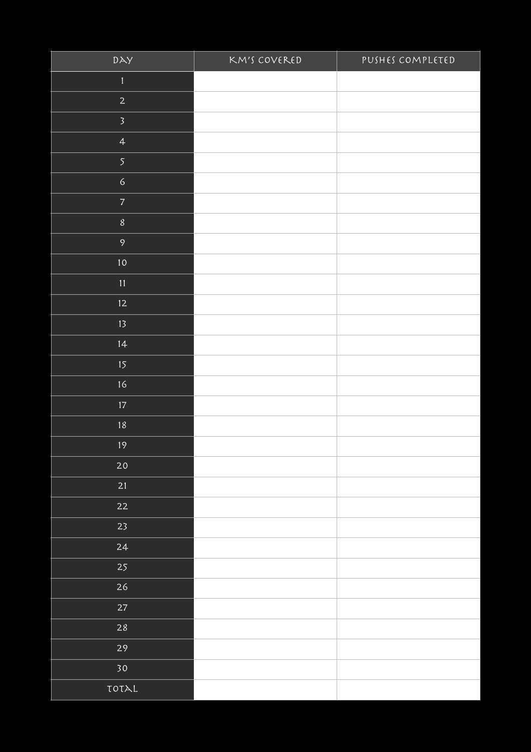| DAY | KM'S COVERED | PUSHES COMPLETED |
|---|---|---|
| 1 | | |
| 2 | | |
| 3 | | |
| 4 | | |
| 5 | | |
| 6 | | |
| 7 | | |
| 8 | | |
| 9 | | |
| 10 | | |
| 11 | | |
| 12 | | |
| 13 | | |
| 14 | | |
| 15 | | |
| 16 | | |
| 17 | | |
| 18 | | |
| 19 | | |
| 20 | | |
| 21 | | |
| 22 | | |
| 23 | | |
| 24 | | |
| 25 | | |
| 26 | | |
| 27 | | |
| 28 | | |
| 29 | | |
| 30 | | |
| TOTAL | | |